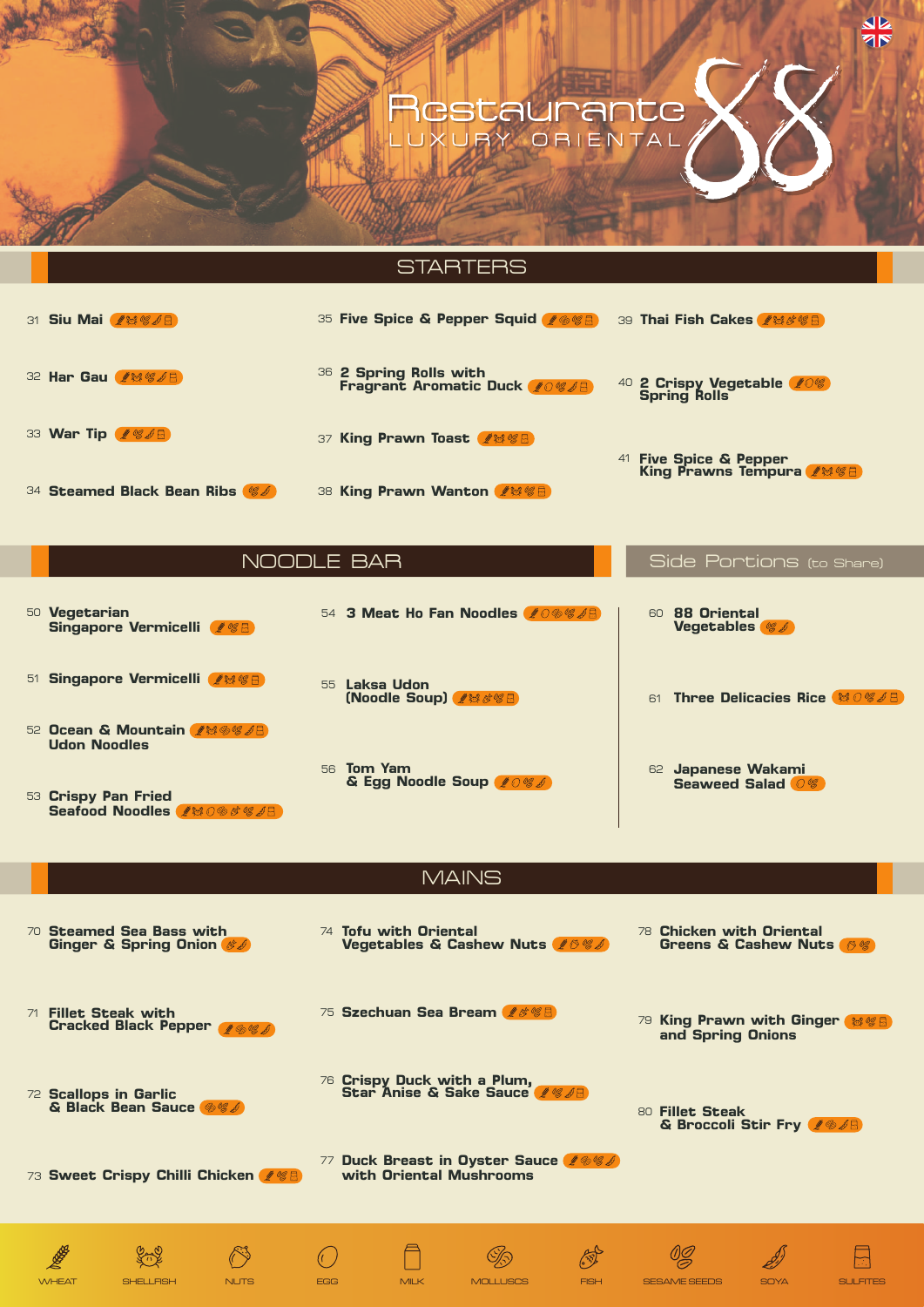# Restaurante 88

LUXURY ORIENTAL

## STARTERS

31 **Siu Mai**

32 **Har Gau**

33 **War Tip**

34 **Steamed Black Bean Ribs**

35 **Five Spice & Pepper Squid**

36 **2 Spring Rolls with Fragrant Aromatic Duck**

37 **King Prawn Toast**

38 **King Prawn Wanton**

39 **Thai Fish Cakes**

40 **2 Crispy Vegetable Spring Rolls**

41 **Five Spice & Pepper King Prawns Tempura**

## NOODLE BAR

50 **Vegetarian Singapore Vermicelli**

51 **Singapore Vermicelli**

52 **Ocean & Mountain Udon Noodles**

53 **Crispy Pan Fried Seafood Noodles**

54 **3 Meat Ho Fan Noodles**

55 **Laksa Udon (Noodle Soup)**

56 **Tom Yam & Egg Noodle Soup**

## Side Portions (to Share)

60 **88 Oriental Vegetables**

61 **Three Delicacies Rice**

62 **Japanese Wakami Seaweed Salad**

## MAINS

70 **Steamed Sea Bass with Ginger & Spring Onion**

71 **Fillet Steak with Cracked Black Pepper**

72 **Scallops in Garlic & Black Bean Sauce**

73 **Sweet Crispy Chilli Chicken**

74 **Tofu with Oriental Vegetables & Cashew Nuts**

75 **Szechuan Sea Bream**

76 **Crispy Duck with a Plum, Star Anise & Sake Sauce**

77 **Duck Breast in Oyster Sauce with Oriental Mushrooms**

78 **Chicken with Oriental Greens & Cashew Nuts**

79 **King Prawn with Ginger and Spring Onions**

80 **Fillet Steak & Broccoli Stir Fry**

WHEAT | SHELLFISH | NUTS | EGG | MILK | MOLLUSCS | FISH | SESAME SEEDS | SOYA | SULFITES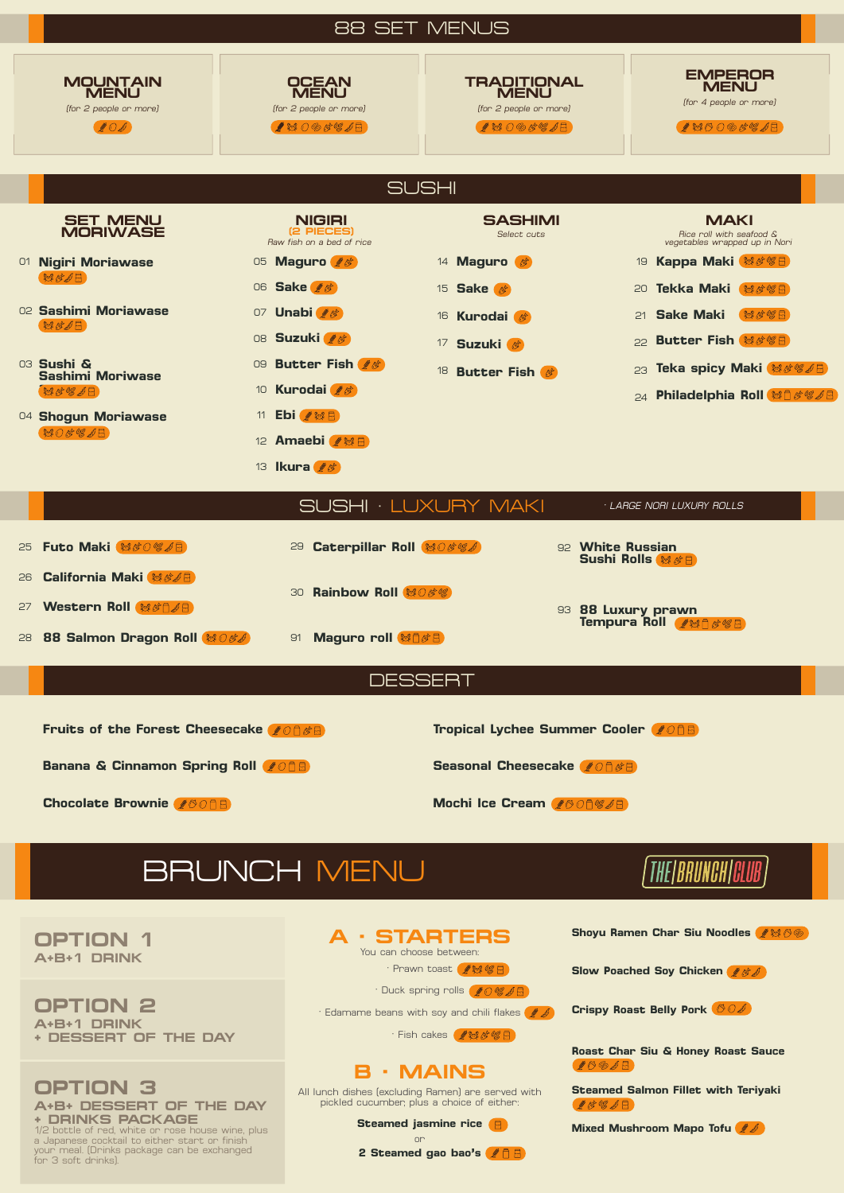# 88 SET MENUS

**MOUNTAIN MENU**
*(for 2 people or more)*

**OCEAN MENU**
*(for 2 people or more)*

**TRADITIONAL MENU**
*(for 2 people or more)*

**EMPEROR MENU**
*(for 4 people or more)*

# SUSHI

## SET MENU MORIWASE

01 **Nigiri Moriawase**

02 **Sashimi Moriawase**

03 **Sushi & Sashimi Moriwase**

04 **Shogun Moriawase**

## NIGIRI
**(2 PIECES)**
*Raw fish on a bed of rice*

05 **Maguro**

06 **Sake**

07 **Unabi**

08 **Suzuki**

09 **Butter Fish**

10 **Kurodai**

11 **Ebi**

12 **Amaebi**

13 **Ikura**

## SASHIMI
*Select cuts*

14 **Maguro**

15 **Sake**

16 **Kurodai**

17 **Suzuki**

18 **Butter Fish**

## MAKI
*Rice roll with seafood & vegetables wrapped up in Nori*

19 **Kappa Maki**

20 **Tekka Maki**

21 **Sake Maki**

22 **Butter Fish**

23 **Teka spicy Maki**

24 **Philadelphia Roll**

# SUSHI · LUXURY MAKI

*· LARGE NORI LUXURY ROLLS*

25 **Futo Maki**

26 **California Maki**

27 **Western Roll**

28 **88 Salmon Dragon Roll**

29 **Caterpillar Roll**

30 **Rainbow Roll**

91 **Maguro roll**

92 **White Russian Sushi Rolls**

93 **88 Luxury prawn Tempura Roll**

# DESSERT

**Fruits of the Forest Cheesecake**

**Banana & Cinnamon Spring Roll**

**Chocolate Brownie**

**Tropical Lychee Summer Cooler**

**Seasonal Cheesecake**

**Mochi Ice Cream**

# BRUNCH MENU

THE BRUNCH CLUB

## OPTION 1
A+B+1 DRINK

## OPTION 2
A+B+1 DRINK
+ DESSERT OF THE DAY

## OPTION 3
A+B+ DESSERT OF THE DAY
+ DRINKS PACKAGE

1/2 bottle of red, white or rose house wine, plus a Japanese cocktail to either start or finish your meal. (Drinks package can be exchanged for 3 soft drinks).

## A · STARTERS

You can choose between:

· Prawn toast

· Duck spring rolls

· Edamame beans with soy and chili flakes

· Fish cakes

## B · MAINS

All lunch dishes (excluding Ramen) are served with pickled cucumber, plus a choice of either:

**Steamed jasmine rice**

or

**2 Steamed gao bao's**

**Shoyu Ramen Char Siu Noodles**

**Slow Poached Soy Chicken**

**Crispy Roast Belly Pork**

**Roast Char Siu & Honey Roast Sauce**

**Steamed Salmon Fillet with Teriyaki**

**Mixed Mushroom Mapo Tofu**